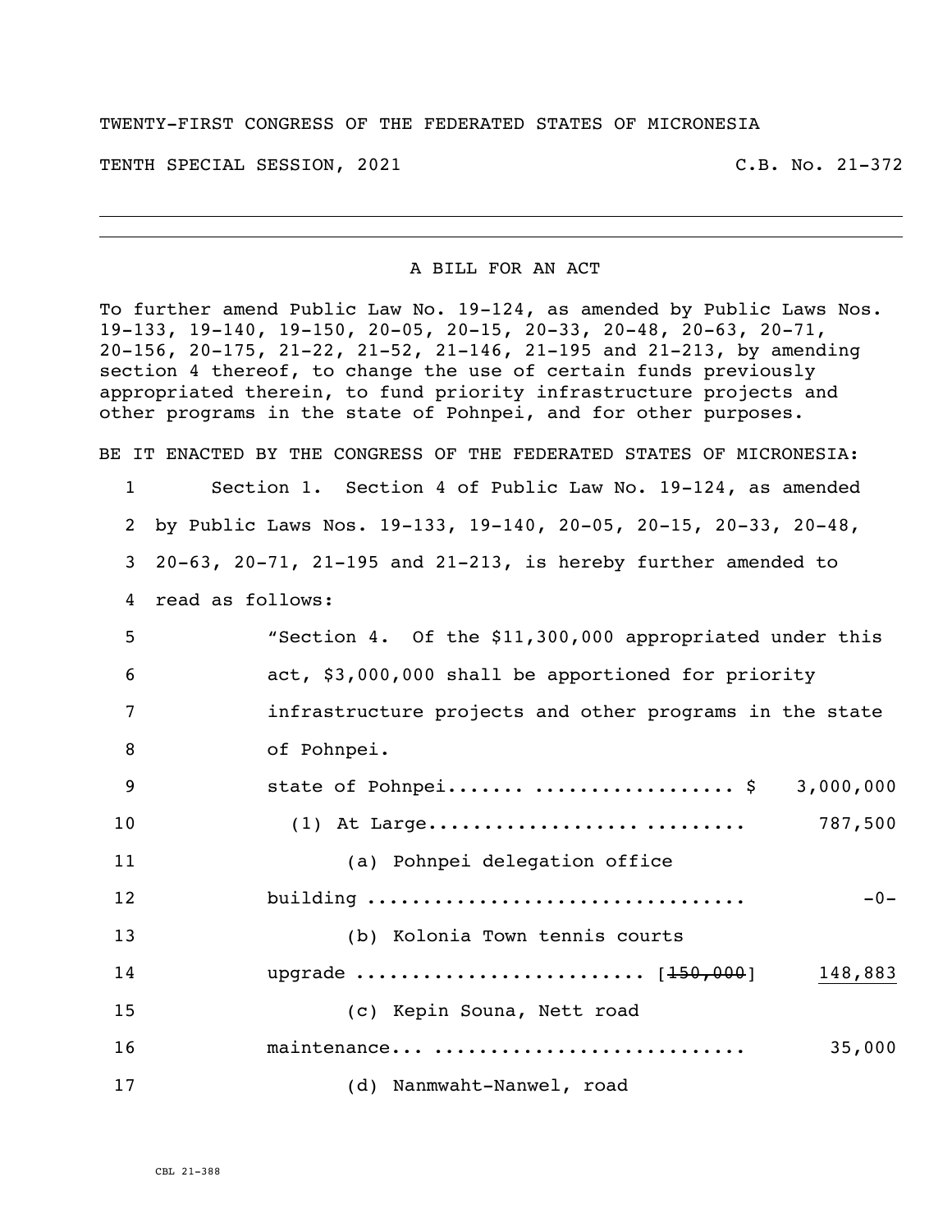TWENTY-FIRST CONGRESS OF THE FEDERATED STATES OF MICRONESIA

TENTH SPECIAL SESSION, 2021 C.B. No. 21-372

---

A BILL FOR AN ACT

To further amend Public Law No. 19-124, as amended by Public Laws Nos. 19-133, 19-140, 19-150, 20-05, 20-15, 20-33, 20-48, 20-63, 20-71, 20-156, 20-175, 21-22, 21-52, 21-146, 21-195 and 21-213, by amending section 4 thereof, to change the use of certain funds previously appropriated therein, to fund priority infrastructure projects and other programs in the state of Pohnpei, and for other purposes.

BE IT ENACTED BY THE CONGRESS OF THE FEDERATED STATES OF MICRONESIA:

1 Section 1. Section 4 of Public Law No. 19-124, as amended
2 by Public Laws Nos. 19-133, 19-140, 20-05, 20-15, 20-33, 20-48,
3 20-63, 20-71, 21-195 and 21-213, is hereby further amended to
4 read as follows:

5 "Section 4. Of the $11,300,000 appropriated under this
6 act, $3,000,000 shall be apportioned for priority
7 infrastructure projects and other programs in the state
8 of Pohnpei.

9 state of Pohnpei....... ................. $ 3,000,000

10 (1) At Large............................ ......... 787,500

11 (a) Pohnpei delegation office
12 building ................................. -0-

13 (b) Kolonia Town tennis courts
14 upgrade ......................... [~~150,000~~] <u>148,883</u>

15 (c) Kepin Souna, Nett road
16 maintenance... ........................... 35,000

17 (d) Nanmwaht-Nanwel, road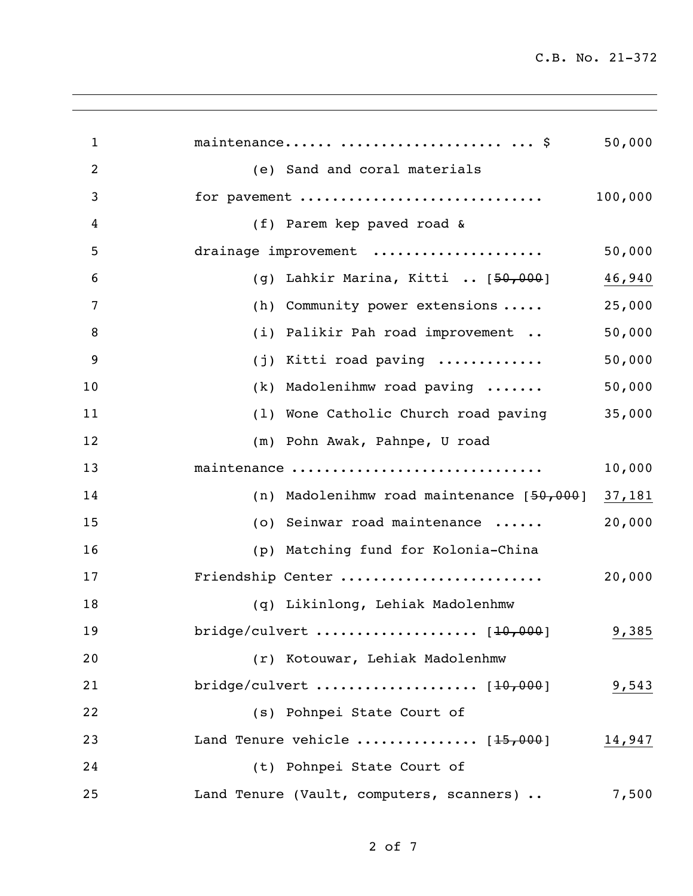maintenance...... ................... ... $ 50,000

(e) Sand and coral materials

for pavement ............................ 100,000

(f) Parem kep paved road &

drainage improvement .................... 50,000

(g) Lahkir Marina, Kitti .. [~~50,000~~] <u>46,940</u>

(h) Community power extensions ..... 25,000

(i) Palikir Pah road improvement .. 50,000

(j) Kitti road paving ............ 50,000

(k) Madolenihmw road paving ....... 50,000

(l) Wone Catholic Church road paving 35,000

(m) Pohn Awak, Pahnpe, U road

maintenance ............................. 10,000

(n) Madolenihmw road maintenance [~~50,000~~] <u>37,181</u>

(o) Seinwar road maintenance ...... 20,000

(p) Matching fund for Kolonia-China

Friendship Center ....................... 20,000

(q) Likinlong, Lehiak Madolenhmw

bridge/culvert .................. [~~10,000~~] <u>9,385</u>

(r) Kotouwar, Lehiak Madolenhmw

bridge/culvert .................. [~~10,000~~] <u>9,543</u>

(s) Pohnpei State Court of

Land Tenure vehicle .............. [~~15,000~~] <u>14,947</u>

(t) Pohnpei State Court of

Land Tenure (Vault, computers, scanners) .. 7,500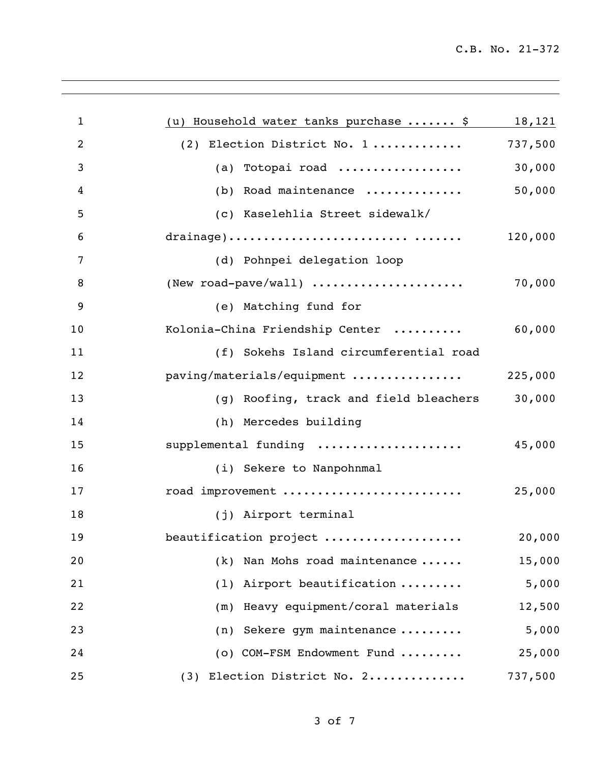(u) Household water tanks purchase ....... $ 18,121

(2) Election District No. 1 ............ 737,500

(a) Totopai road ................. 30,000

(b) Road maintenance ............. 50,000

(c) Kaselehlia Street sidewalk/ drainage)........................... ....... 120,000

(d) Pohnpei delegation loop (New road-pave/wall) ..................... 70,000

(e) Matching fund for Kolonia-China Friendship Center .......... 60,000

(f) Sokehs Island circumferential road paving/materials/equipment ............... 225,000

(g) Roofing, track and field bleachers 30,000

(h) Mercedes building supplemental funding .................... 45,000

(i) Sekere to Nanpohnmal road improvement ......................... 25,000

(j) Airport terminal beautification project ................... 20,000

(k) Nan Mohs road maintenance ...... 15,000

(l) Airport beautification ......... 5,000

(m) Heavy equipment/coral materials 12,500

(n) Sekere gym maintenance ......... 5,000

(o) COM-FSM Endowment Fund ......... 25,000

(3) Election District No. 2............. 737,500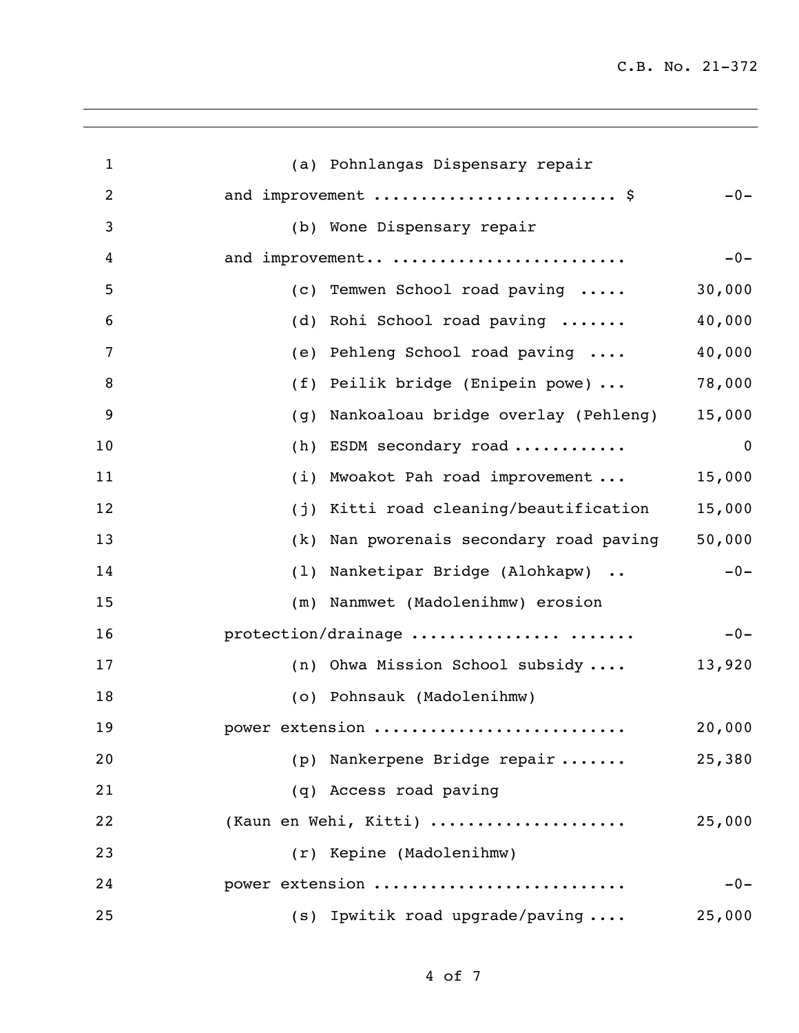(a) Pohnlangas Dispensary repair and improvement ......................... $ -0-

(b) Wone Dispensary repair and improvement.. ........................ -0-

(c) Temwen School road paving ..... 30,000

(d) Rohi School road paving ....... 40,000

(e) Pehleng School road paving .... 40,000

(f) Peilik bridge (Enipein powe) ... 78,000

(g) Nankoaloau bridge overlay (Pehleng) 15,000

(h) ESDM secondary road ........... 0

(i) Mwoakot Pah road improvement ... 15,000

(j) Kitti road cleaning/beautification 15,000

(k) Nan pworenais secondary road paving 50,000

(l) Nanketipar Bridge (Alohkapw) .. -0-

(m) Nanmwet (Madolenihmw) erosion protection/drainage ............... ....... -0-

(n) Ohwa Mission School subsidy .... 13,920

(o) Pohnsauk (Madolenihmw) power extension ......................... 20,000

(p) Nankerpene Bridge repair ....... 25,380

(q) Access road paving (Kaun en Wehi, Kitti) .................... 25,000

(r) Kepine (Madolenihmw) power extension ......................... -0-

(s) Ipwitik road upgrade/paving .... 25,000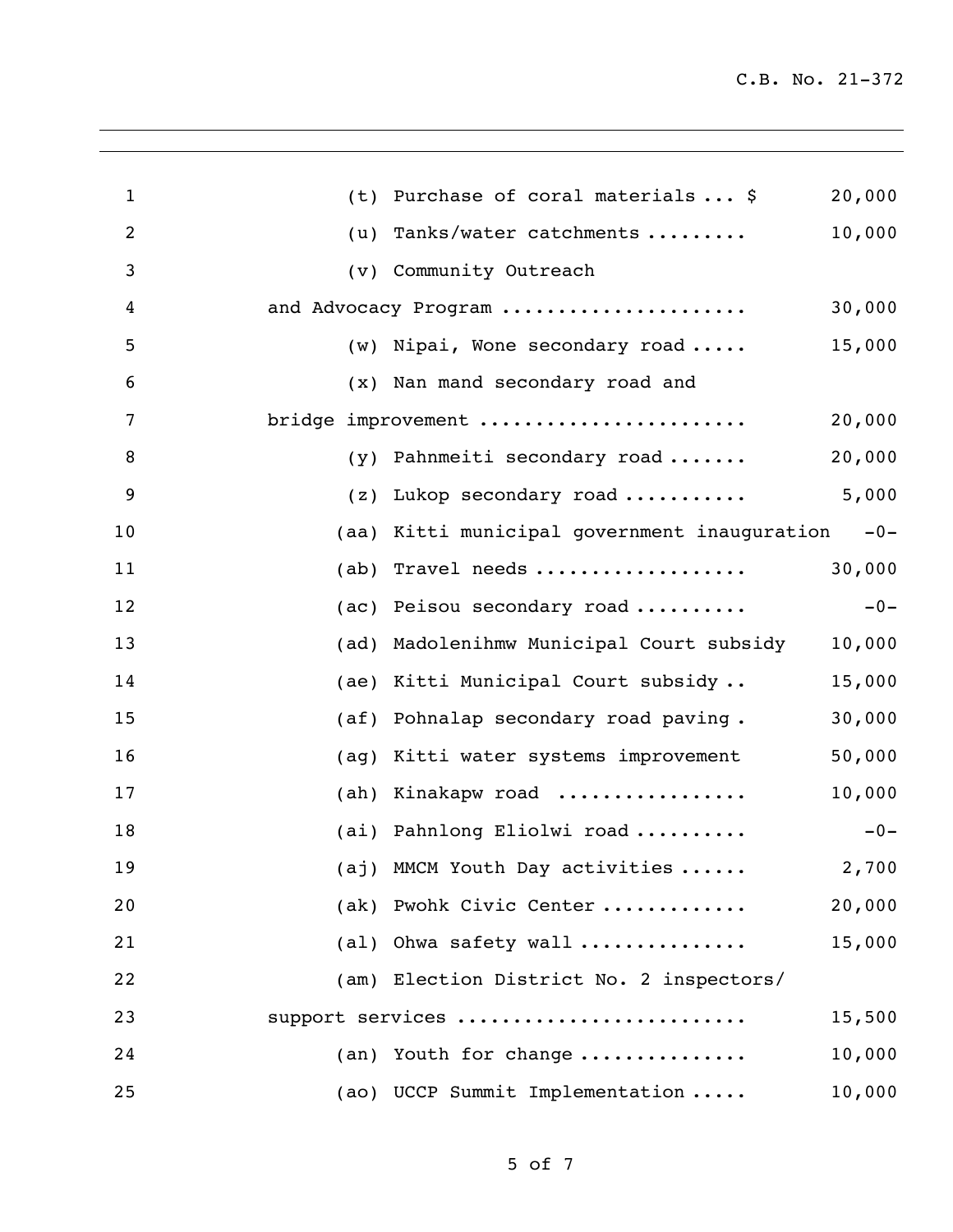| Item | Amount |
|---|---|
| (t) Purchase of coral materials ... $ | 20,000 |
| (u) Tanks/water catchments ......... | 10,000 |
| (v) Community Outreach and Advocacy Program ..................... | 30,000 |
| (w) Nipai, Wone secondary road ..... | 15,000 |
| (x) Nan mand secondary road and bridge improvement ....................... | 20,000 |
| (y) Pahnmeiti secondary road ....... | 20,000 |
| (z) Lukop secondary road ........... | 5,000 |
| (aa) Kitti municipal government inauguration | -0- |
| (ab) Travel needs .................. | 30,000 |
| (ac) Peisou secondary road .......... | -0- |
| (ad) Madolenihmw Municipal Court subsidy | 10,000 |
| (ae) Kitti Municipal Court subsidy .. | 15,000 |
| (af) Pohnalap secondary road paving . | 30,000 |
| (ag) Kitti water systems improvement | 50,000 |
| (ah) Kinakapw road ................ | 10,000 |
| (ai) Pahnlong Eliolwi road .......... | -0- |
| (aj) MMCM Youth Day activities ...... | 2,700 |
| (ak) Pwohk Civic Center ............ | 20,000 |
| (al) Ohwa safety wall .............. | 15,000 |
| (am) Election District No. 2 inspectors/ support services ........................ | 15,500 |
| (an) Youth for change .............. | 10,000 |
| (ao) UCCP Summit Implementation ..... | 10,000 |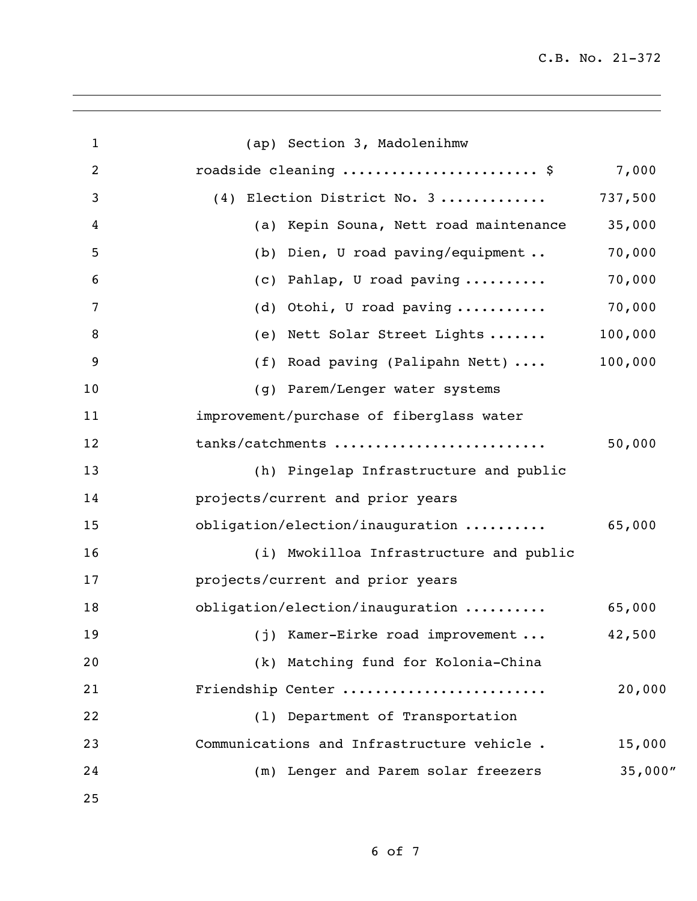(ap) Section 3, Madolenihmw roadside cleaning ...................... $ 7,000

(4) Election District No. 3 ............ 737,500

(a) Kepin Souna, Nett road maintenance 35,000

(b) Dien, U road paving/equipment .. 70,000

(c) Pahlap, U road paving .......... 70,000

(d) Otohi, U road paving ........... 70,000

(e) Nett Solar Street Lights ....... 100,000

(f) Road paving (Palipahn Nett) .... 100,000

(g) Parem/Lenger water systems improvement/purchase of fiberglass water tanks/catchments ......................... 50,000

(h) Pingelap Infrastructure and public projects/current and prior years obligation/election/inauguration .......... 65,000

(i) Mwokilloa Infrastructure and public projects/current and prior years obligation/election/inauguration .......... 65,000

(j) Kamer-Eirke road improvement ... 42,500

(k) Matching fund for Kolonia-China Friendship Center ........................ 20,000

(l) Department of Transportation Communications and Infrastructure vehicle . 15,000

(m) Lenger and Parem solar freezers 35,000"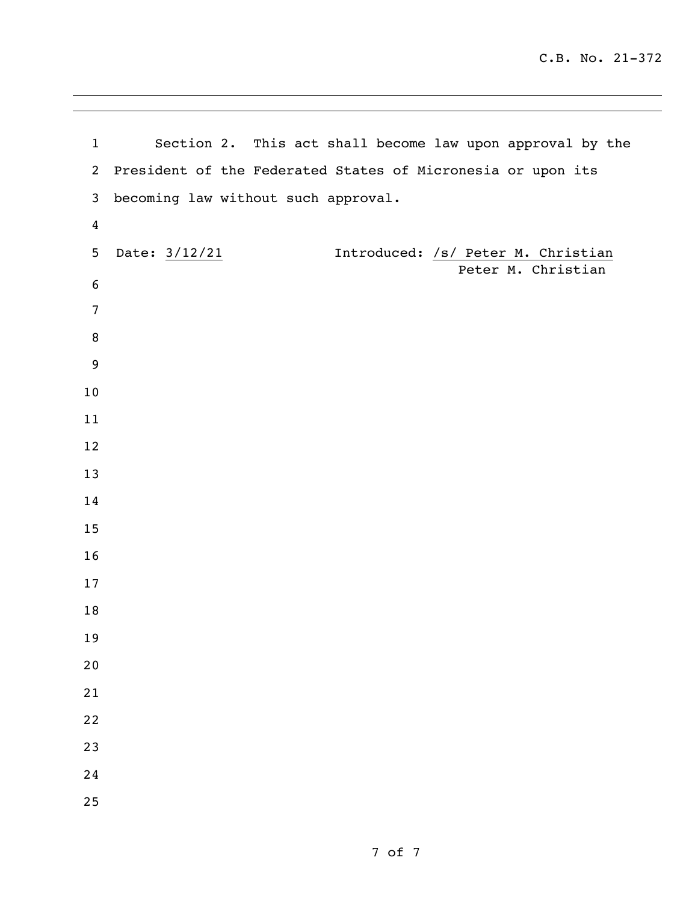Section 2. This act shall become law upon approval by the President of the Federated States of Micronesia or upon its becoming law without such approval.

Date: 3/12/21 Introduced: /s/ Peter M. Christian
Peter M. Christian